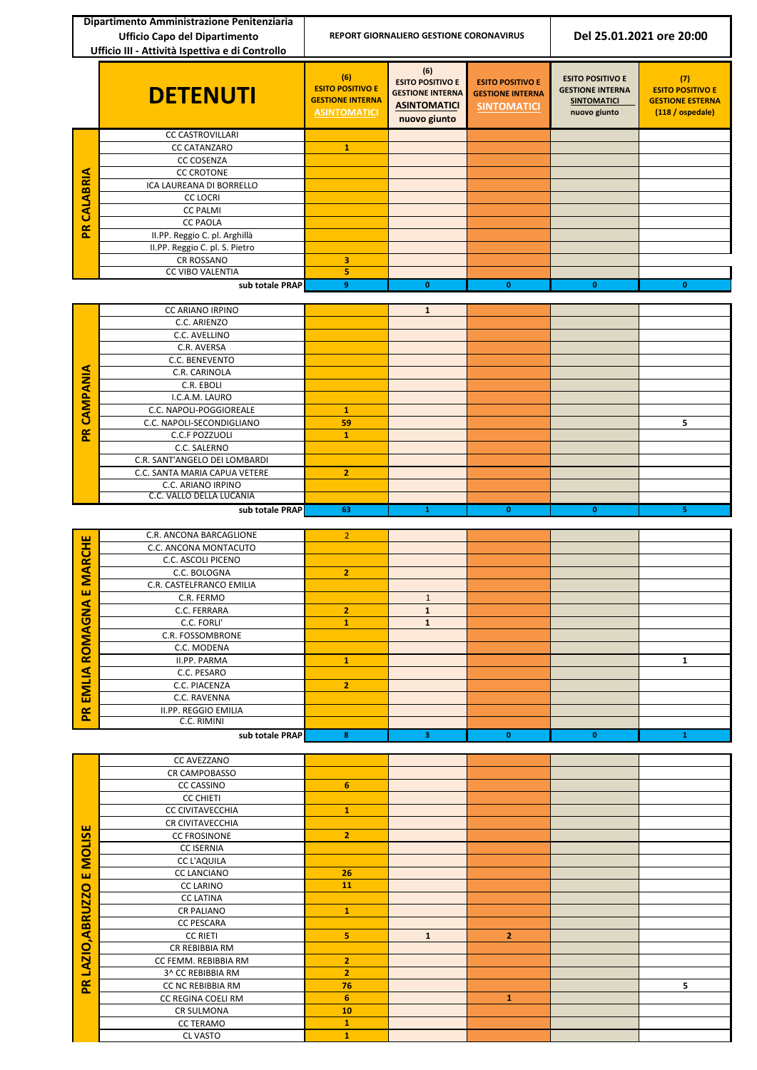| Dipartimento Amministrazione Penitenziaria<br>Ufficio Capo del Dipartimento<br>Ufficio III - Attività Ispettiva e di Controllo | | REPORT GIORNALIERO GESTIONE CORONAVIRUS | | | Del 25.01.2021 ore 20:00 | |
|---|---|---|---|---|---|---|
| | **DETENUTI** | (6) ESITO POSITIVO E GESTIONE INTERNA ASINTOMATICI | (6) ESITO POSITIVO E GESTIONE INTERNA ASINTOMATICI nuovo giunto | ESITO POSITIVO E GESTIONE INTERNA SINTOMATICI | ESITO POSITIVO E GESTIONE INTERNA SINTOMATICI nuovo giunto | (7) ESITO POSITIVO E GESTIONE ESTERNA (118 / ospedale) |
| PR CALABRIA | CC CASTROVILLARI | | | | | |
| | CC CATANZARO | 1 | | | | |
| | CC COSENZA | | | | | |
| | CC CROTONE | | | | | |
| | ICA LAUREANA DI BORRELLO | | | | | |
| | CC LOCRI | | | | | |
| | CC PALMI | | | | | |
| | CC PAOLA | | | | | |
| | II.PP. Reggio C. pl. Arghillà | | | | | |
| | II.PP. Reggio C. pl. S. Pietro | | | | | |
| | CR ROSSANO | 3 | | | | |
| | CC VIBO VALENTIA | 5 | | | | |
| | sub totale PRAP | 9 | 0 | 0 | 0 | 0 |
| PR CAMPANIA | CC ARIANO IRPINO | | 1 | | | |
| | C.C. ARIENZO | | | | | |
| | C.C. AVELLINO | | | | | |
| | C.R. AVERSA | | | | | |
| | C.C. BENEVENTO | | | | | |
| | C.R. CARINOLA | | | | | |
| | C.R. EBOLI | | | | | |
| | I.C.A.M. LAURO | | | | | |
| | C.C. NAPOLI-POGGIOREALE | 1 | | | | |
| | C.C. NAPOLI-SECONDIGLIANO | 59 | | | | 5 |
| | C.C.F POZZUOLI | 1 | | | | |
| | C.C. SALERNO | | | | | |
| | C.R. SANT'ANGELO DEI LOMBARDI | | | | | |
| | C.C. SANTA MARIA CAPUA VETERE | 2 | | | | |
| | C.C. ARIANO IRPINO | | | | | |
| | C.C. VALLO DELLA LUCANIA | | | | | |
| | sub totale PRAP | 63 | 1 | 0 | 0 | 5 |
| PR EMILIA ROMAGNA E MARCHE | C.R. ANCONA BARCAGLIONE | 2 | | | | |
| | C.C. ANCONA MONTACUTO | | | | | |
| | C.C. ASCOLI PICENO | | | | | |
| | C.C. BOLOGNA | 2 | | | | |
| | C.R. CASTELFRANCO EMILIA | | | | | |
| | C.R. FERMO | | 1 | | | |
| | C.C. FERRARA | 2 | 1 | | | |
| | C.C. FORLI' | 1 | 1 | | | |
| | C.R. FOSSOMBRONE | | | | | |
| | C.C. MODENA | | | | | |
| | II.PP. PARMA | 1 | | | | 1 |
| | C.C. PESARO | | | | | |
| | C.C. PIACENZA | 2 | | | | |
| | C.C. RAVENNA | | | | | |
| | II.PP. REGGIO EMILIA | | | | | |
| | C.C. RIMINI | | | | | |
| | sub totale PRAP | 8 | 3 | 0 | 0 | 1 |
| PR LAZIO,ABRUZZO E MOLISE | CC AVEZZANO | | | | | |
| | CR CAMPOBASSO | | | | | |
| | CC CASSINO | 6 | | | | |
| | CC CHIETI | | | | | |
| | CC CIVITAVECCHIA | 1 | | | | |
| | CR CIVITAVECCHIA | | | | | |
| | CC FROSINONE | 2 | | | | |
| | CC ISERNIA | | | | | |
| | CC L'AQUILA | | | | | |
| | CC LANCIANO | 26 | | | | |
| | CC LARINO | 11 | | | | |
| | CC LATINA | | | | | |
| | CR PALIANO | 1 | | | | |
| | CC PESCARA | | | | | |
| | CC RIETI | 5 | 1 | 2 | | |
| | CR REBIBBIA RM | | | | | |
| | CC FEMM. REBIBBIA RM | 2 | | | | |
| | 3^ CC REBIBBIA RM | 2 | | | | |
| | CC NC REBIBBIA RM | 76 | | | | 5 |
| | CC REGINA COELI RM | 6 | | 1 | | |
| | CR SULMONA | 10 | | | | |
| | CC TERAMO | 1 | | | | |
| | CL VASTO | 1 | | | | |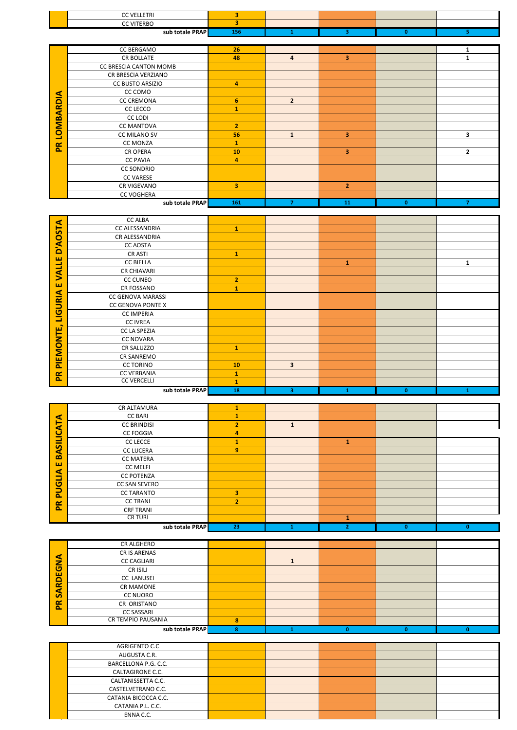| | | | | | | |
|---|---|---|---|---|---|---|
| | CC VELLETRI | 3 | | | | |
| | CC VITERBO | 3 | | | | |
| | sub totale PRAP | 156 | 1 | 3 | 0 | 5 |

| PR LOMBARDIA | | | | | | |
|---|---|---|---|---|---|---|
| | CC BERGAMO | 26 | | | | 1 |
| | CR BOLLATE | 48 | 4 | 3 | | 1 |
| | CC BRESCIA CANTON MOMB | | | | | |
| | CR BRESCIA VERZIANO | | | | | |
| | CC BUSTO ARSIZIO | 4 | | | | |
| | CC COMO | | | | | |
| | CC CREMONA | 6 | 2 | | | |
| | CC LECCO | 1 | | | | |
| | CC LODI | | | | | |
| | CC MANTOVA | 2 | | | | |
| | CC MILANO SV | 56 | 1 | 3 | | 3 |
| | CC MONZA | 1 | | | | |
| | CR OPERA | 10 | | 3 | | 2 |
| | CC PAVIA | 4 | | | | |
| | CC SONDRIO | | | | | |
| | CC VARESE | | | | | |
| | CR VIGEVANO | 3 | | 2 | | |
| | CC VOGHERA | | | | | |
| | sub totale PRAP | 161 | 7 | 11 | 0 | 7 |

| PR PIEMONTE, LIGURIA E VALLE D'AOSTA | | | | | | |
|---|---|---|---|---|---|---|
| | CC ALBA | | | | | |
| | CC ALESSANDRIA | 1 | | | | |
| | CR ALESSANDRIA | | | | | |
| | CC AOSTA | | | | | |
| | CR ASTI | 1 | | | | |
| | CC BIELLA | | | 1 | | 1 |
| | CR CHIAVARI | | | | | |
| | CC CUNEO | 2 | | | | |
| | CR FOSSANO | 1 | | | | |
| | CC GENOVA MARASSI | | | | | |
| | CC GENOVA PONTE X | | | | | |
| | CC IMPERIA | | | | | |
| | CC IVREA | | | | | |
| | CC LA SPEZIA | | | | | |
| | CC NOVARA | | | | | |
| | CR SALUZZO | 1 | | | | |
| | CR SANREMO | | | | | |
| | CC TORINO | 10 | 3 | | | |
| | CC VERBANIA | 1 | | | | |
| | CC VERCELLI | 1 | | | | |
| | sub totale PRAP | 18 | 3 | 1 | 0 | 1 |

| PR PUGLIA E BASILICATA | | | | | | |
|---|---|---|---|---|---|---|
| | CR ALTAMURA | 1 | | | | |
| | CC BARI | 1 | | | | |
| | CC BRINDISI | 2 | 1 | | | |
| | CC FOGGIA | 4 | | | | |
| | CC LECCE | 1 | | 1 | | |
| | CC LUCERA | 9 | | | | |
| | CC MATERA | | | | | |
| | CC MELFI | | | | | |
| | CC POTENZA | | | | | |
| | CC SAN SEVERO | | | | | |
| | CC TARANTO | 3 | | | | |
| | CC TRANI | 2 | | | | |
| | CRF TRANI | | | | | |
| | CR TURI | | | 1 | | |
| | sub totale PRAP | 23 | 1 | 2 | 0 | 0 |

| PR SARDEGNA | | | | | | |
|---|---|---|---|---|---|---|
| | CR ALGHERO | | | | | |
| | CR IS ARENAS | | | | | |
| | CC CAGLIARI | | 1 | | | |
| | CR ISILI | | | | | |
| | CC LANUSEI | | | | | |
| | CR MAMONE | | | | | |
| | CC NUORO | | | | | |
| | CR ORISTANO | | | | | |
| | CC SASSARI | | | | | |
| | CR TEMPIO PAUSANIA | 8 | | | | |
| | sub totale PRAP | 8 | 1 | 0 | 0 | 0 |

| | | | | | | |
|---|---|---|---|---|---|---|
| | AGRIGENTO C.C | | | | | |
| | AUGUSTA C.R. | | | | | |
| | BARCELLONA P.G. C.C. | | | | | |
| | CALTAGIRONE C.C. | | | | | |
| | CALTANISSETTA C.C. | | | | | |
| | CASTELVETRANO C.C. | | | | | |
| | CATANIA BICOCCA C.C. | | | | | |
| | CATANIA P.L. C.C. | | | | | |
| | ENNA C.C. | | | | | |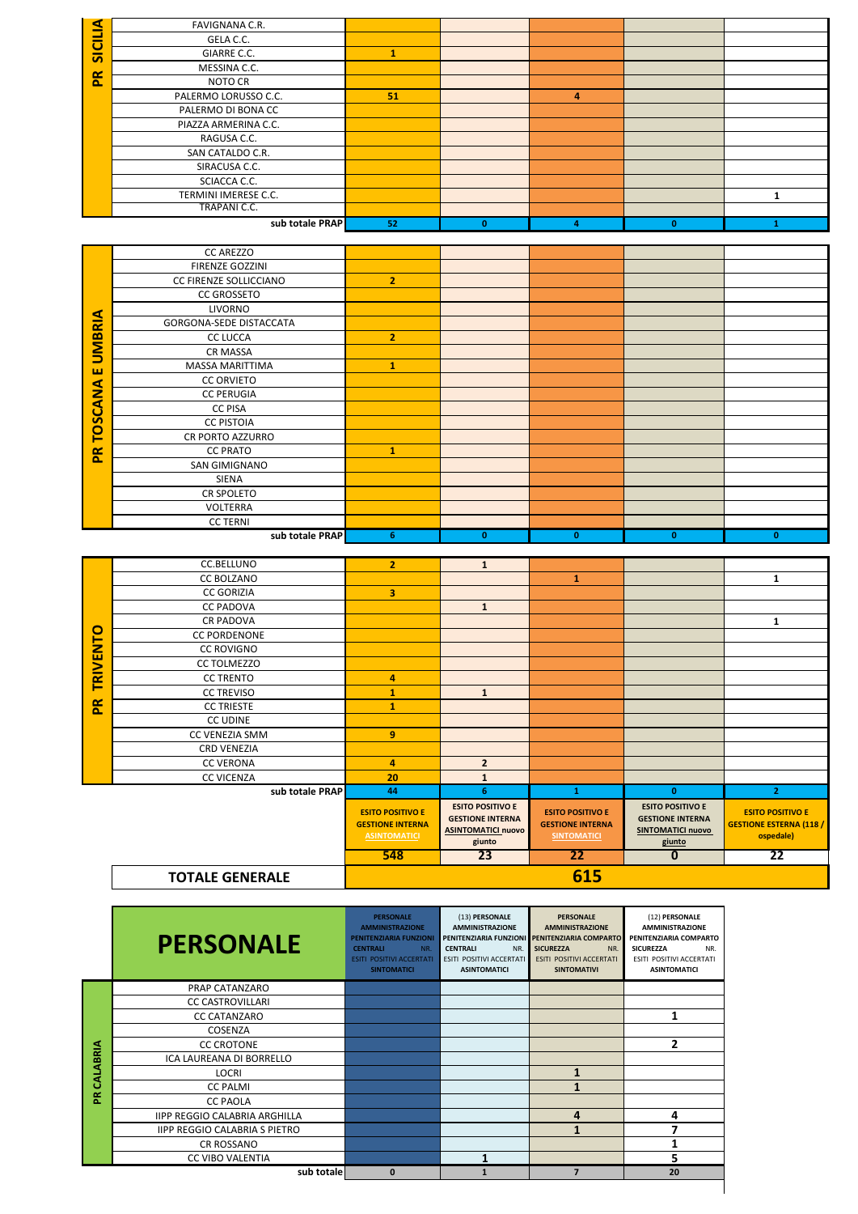| PR | Istituto | | | | | |
|---|---|---|---|---|---|---|
| PR SICILIA | FAVIGNANA C.R. | | | | | |
| | GELA C.C. | | | | | |
| | GIARRE C.C. | 1 | | | | |
| | MESSINA C.C. | | | | | |
| | NOTO CR | | | | | |
| | PALERMO LORUSSO C.C. | 51 | | 4 | | |
| | PALERMO DI BONA CC | | | | | |
| | PIAZZA ARMERINA C.C. | | | | | |
| | RAGUSA C.C. | | | | | |
| | SAN CATALDO C.R. | | | | | |
| | SIRACUSA C.C. | | | | | |
| | SCIACCA C.C. | | | | | |
| | TERMINI IMERESE C.C. | | | | | 1 |
| | TRAPANI C.C. | | | | | |
| | sub totale PRAP | 52 | 0 | 4 | 0 | 1 |
| PR TOSCANA E UMBRIA | CC AREZZO | | | | | |
| | FIRENZE GOZZINI | | | | | |
| | CC FIRENZE SOLLICCIANO | 2 | | | | |
| | CC GROSSETO | | | | | |
| | LIVORNO | | | | | |
| | GORGONA-SEDE DISTACCATA | | | | | |
| | CC LUCCA | 2 | | | | |
| | CR MASSA | | | | | |
| | MASSA MARITTIMA | 1 | | | | |
| | CC ORVIETO | | | | | |
| | CC PERUGIA | | | | | |
| | CC PISA | | | | | |
| | CC PISTOIA | | | | | |
| | CR PORTO AZZURRO | | | | | |
| | CC PRATO | 1 | | | | |
| | SAN GIMIGNANO | | | | | |
| | SIENA | | | | | |
| | CR SPOLETO | | | | | |
| | VOLTERRA | | | | | |
| | CC TERNI | | | | | |
| | sub totale PRAP | 6 | 0 | 0 | 0 | 0 |
| PR TRIVENTO | CC.BELLUNO | 2 | 1 | | | |
| | CC BOLZANO | | | 1 | | 1 |
| | CC GORIZIA | 3 | | | | |
| | CC PADOVA | | 1 | | | |
| | CR PADOVA | | | | | 1 |
| | CC PORDENONE | | | | | |
| | CC ROVIGNO | | | | | |
| | CC TOLMEZZO | | | | | |
| | CC TRENTO | 4 | | | | |
| | CC TREVISO | 1 | 1 | | | |
| | CC TRIESTE | 1 | | | | |
| | CC UDINE | | | | | |
| | CC VENEZIA SMM | 9 | | | | |
| | CRD VENEZIA | | | | | |
| | CC VERONA | 4 | 2 | | | |
| | CC VICENZA | 20 | 1 | | | |
| | sub totale PRAP | 44 | 6 | 1 | 0 | 2 |
| | | ESITO POSITIVO E GESTIONE INTERNA ASINTOMATICI | ESITO POSITIVO E GESTIONE INTERNA ASINTOMATICI nuovo giunto | ESITO POSITIVO E GESTIONE INTERNA SINTOMATICI | ESITO POSITIVO E GESTIONE INTERNA SINTOMATICI nuovo giunto | ESITO POSITIVO E GESTIONE ESTERNA (118 / ospedale) |
| | | 548 | 23 | 22 | 0 | 22 |
| | **TOTALE GENERALE** | **615** | | | | |

| PR | **PERSONALE** | PERSONALE AMMINISTRAZIONE PENITENZIARIA FUNZIONI CENTRALI NR. ESITI POSITIVI ACCERTATI SINTOMATICI | (13) PERSONALE AMMINISTRAZIONE PENITENZIARIA FUNZIONI CENTRALI NR. ESITI POSITIVI ACCERTATI ASINTOMATICI | PERSONALE AMMINISTRAZIONE PENITENZIARIA COMPARTO SICUREZZA NR. ESITI POSITIVI ACCERTATI SINTOMATIVI | (12) PERSONALE AMMINISTRAZIONE PENITENZIARIA COMPARTO SICUREZZA NR. ESITI POSITIVI ACCERTATI ASINTOMATICI |
|---|---|---|---|---|---|
| PR CALABRIA | PRAP CATANZARO | | | | |
| | CC CASTROVILLARI | | | | |
| | CC CATANZARO | | | | 1 |
| | COSENZA | | | | |
| | CC CROTONE | | | | 2 |
| | ICA LAUREANA DI BORRELLO | | | | |
| | LOCRI | | | 1 | |
| | CC PALMI | | | 1 | |
| | CC PAOLA | | | | |
| | IIPP REGGIO CALABRIA ARGHILLA | | | 4 | 4 |
| | IIPP REGGIO CALABRIA S PIETRO | | | 1 | 7 |
| | CR ROSSANO | | | | 1 |
| | CC VIBO VALENTIA | | 1 | | 5 |
| | sub totale | 0 | 1 | 7 | 20 |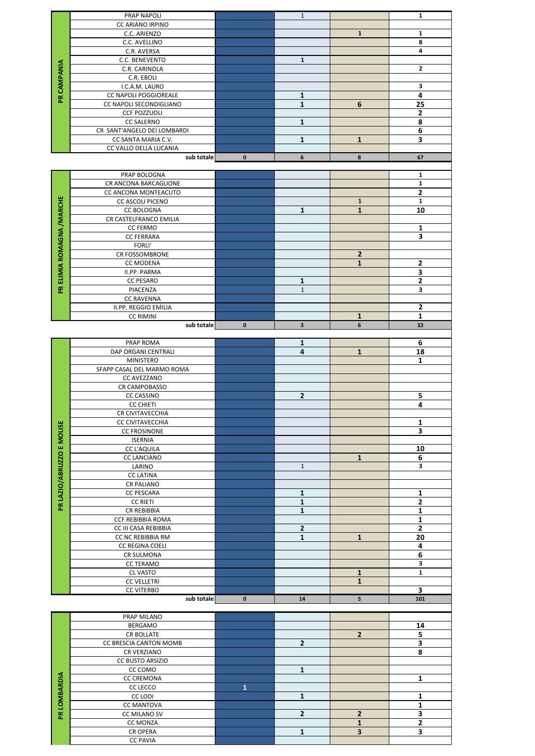| | | | | | |
|---|---|---|---|---|---|
| PR CAMPANIA | PRAP NAPOLI | | 1 | | 1 |
| | CC ARIANO IRPINO | | | | |
| | C.C. ARIENZO | | | 1 | 1 |
| | C.C. AVELLINO | | | | 8 |
| | C.R. AVERSA | | | | 4 |
| | C.C. BENEVENTO | | 1 | | |
| | C.R. CARINOLA | | | | 2 |
| | C.R. EBOLI | | | | |
| | I.C.A.M. LAURO | | | | 3 |
| | CC NAPOLI POGGIOREALE | | 1 | | 4 |
| | CC NAPOLI SECONDIGLIANO | | 1 | 6 | 25 |
| | CCF POZZUOLI | | | | 2 |
| | CC SALERNO | | 1 | | 8 |
| | CR SANT'ANGELO DEI LOMBARDI | | | | 6 |
| | CC SANTA MARIA C.V. | | 1 | 1 | 3 |
| | CC VALLO DELLA LUCANIA | | | | |
| | sub totale | 0 | 6 | 8 | 67 |

| | | | | | |
|---|---|---|---|---|---|
| PR ELIMIA ROMAGNA /MARCHE | PRAP BOLOGNA | | | | 1 |
| | CR ANCONA BARCAGLIONE | | | | 1 |
| | CC ANCONA MONTEACUTO | | | | 2 |
| | CC ASCOLI PICENO | | | 1 | 1 |
| | CC BOLOGNA | | 1 | 1 | 10 |
| | CR CASTELFRANCO EMILIA | | | | |
| | CC FERMO | | | | 1 |
| | CC FERRARA | | | | 3 |
| | FORLI' | | | | |
| | CR FOSSOMBRONE | | | 2 | |
| | CC MODENA | | | 1 | 2 |
| | II.PP. PARMA | | | | 3 |
| | CC PESARO | | 1 | | 2 |
| | PIACENZA | | 1 | | 3 |
| | CC RAVENNA | | | | |
| | II.PP. REGGIO EMILIA | | | | 2 |
| | CC RIMINI | | | 1 | 1 |
| | sub totale | 0 | 3 | 6 | 32 |

| | | | | | |
|---|---|---|---|---|---|
| PR LAZIO/ABRUZZO E MOLISE | PRAP ROMA | | 1 | | 6 |
| | DAP ORGANI CENTRALI | | 4 | 1 | 18 |
| | MINISTERO | | | | 1 |
| | SFAPP CASAL DEL MARMO ROMA | | | | |
| | CC AVEZZANO | | | | |
| | CR CAMPOBASSO | | | | |
| | CC CASSINO | | 2 | | 5 |
| | CC CHIETI | | | | 4 |
| | CR CIVITAVECCHIA | | | | |
| | CC CIVITAVECCHIA | | | | 1 |
| | CC FROSINONE | | | | 3 |
| | ISERNIA | | | | |
| | CC L'AQUILA | | | | 10 |
| | CC LANCIANO | | | 1 | 6 |
| | LARINO | | 1 | | 3 |
| | CC LATINA | | | | |
| | CR PALIANO | | | | |
| | CC PESCARA | | 1 | | 1 |
| | CC RIETI | | 1 | | 2 |
| | CR REBIBBIA | | 1 | | 1 |
| | CCF REBIBBIA ROMA | | | | 1 |
| | CC III CASA REBIBBIA | | 2 | | 2 |
| | CC NC REBIBBIA RM | | 1 | 1 | 20 |
| | CC REGINA COELI | | | | 4 |
| | CR SULMONA | | | | 6 |
| | CC TERAMO | | | | 3 |
| | CL VASTO | | | 1 | 1 |
| | CC VELLETRI | | | 1 | |
| | CC VITERBO | | | | 3 |
| | sub totale | 0 | 14 | 5 | 101 |

| | | | | | |
|---|---|---|---|---|---|
| PR LOMBARDIA | PRAP MILANO | | | | |
| | BERGAMO | | | | 14 |
| | CR BOLLATE | | | 2 | 5 |
| | CC BRESCIA CANTON MOMB | | 2 | | 3 |
| | CR VERZIANO | | | | 8 |
| | CC BUSTO ARSIZIO | | | | |
| | CC COMO | | 1 | | |
| | CC CREMONA | | | | 1 |
| | CC LECCO | 1 | | | |
| | CC LODI | | 1 | | 1 |
| | CC MANTOVA | | | | 1 |
| | CC MILANO SV | | 2 | 2 | 3 |
| | CC MONZA | | | 1 | 2 |
| | CR OPERA | | 1 | 3 | 3 |
| | CC PAVIA | | | | |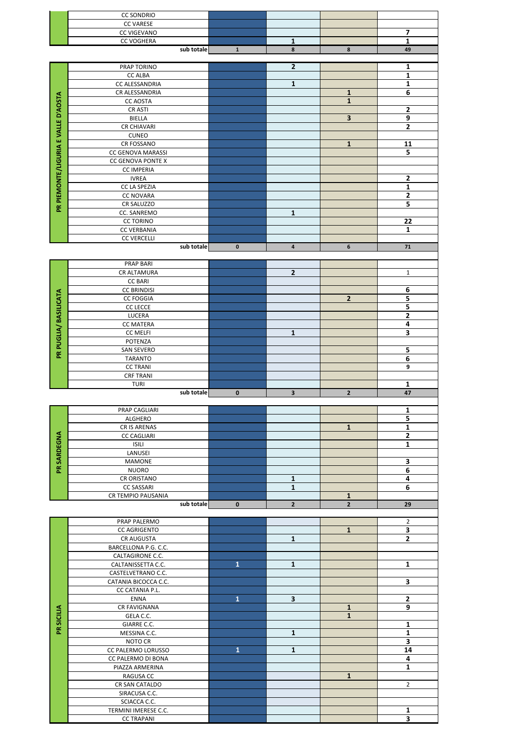| | | | | | |
|---|---|---|---|---|---|
| | CC SONDRIO | | | | |
| | CC VARESE | | | | |
| | CC VIGEVANO | | | | 7 |
| | CC VOGHERA | | 1 | | 1 |
| | sub totale | 1 | 8 | 8 | 49 |

| | | | | | |
|---|---|---|---|---|---|
| PR PIEMONTE/LIGURIA E VALLE D'AOSTA | PRAP TORINO | | 2 | | 1 |
| | CC ALBA | | | | 1 |
| | CC ALESSANDRIA | | 1 | | 1 |
| | CR ALESSANDRIA | | | 1 | 6 |
| | CC AOSTA | | | 1 | |
| | CR ASTI | | | | 2 |
| | BIELLA | | | 3 | 9 |
| | CR CHIAVARI | | | | 2 |
| | CUNEO | | | | |
| | CR FOSSANO | | | 1 | 11 |
| | CC GENOVA MARASSI | | | | 5 |
| | CC GENOVA PONTE X | | | | |
| | CC IMPERIA | | | | |
| | IVREA | | | | 2 |
| | CC LA SPEZIA | | | | 1 |
| | CC NOVARA | | | | 2 |
| | CR SALUZZO | | | | 5 |
| | CC. SANREMO | | 1 | | |
| | CC TORINO | | | | 22 |
| | CC VERBANIA | | | | 1 |
| | CC VERCELLI | | | | |
| | sub totale | 0 | 4 | 6 | 71 |

| | | | | | |
|---|---|---|---|---|---|
| PR PUGLIA/ BASILICATA | PRAP BARI | | | | |
| | CR ALTAMURA | | 2 | | 1 |
| | CC BARI | | | | |
| | CC BRINDISI | | | | 6 |
| | CC FOGGIA | | | 2 | 5 |
| | CC LECCE | | | | 5 |
| | LUCERA | | | | 2 |
| | CC MATERA | | | | 4 |
| | CC MELFI | | 1 | | 3 |
| | POTENZA | | | | |
| | SAN SEVERO | | | | 5 |
| | TARANTO | | | | 6 |
| | CC TRANI | | | | 9 |
| | CRF TRANI | | | | |
| | TURI | | | | 1 |
| | sub totale | 0 | 3 | 2 | 47 |

| | | | | | |
|---|---|---|---|---|---|
| PR SARDEGNA | PRAP CAGLIARI | | | | 1 |
| | ALGHERO | | | | 5 |
| | CR IS ARENAS | | | 1 | 1 |
| | CC CAGLIARI | | | | 2 |
| | ISILI | | | | 1 |
| | LANUSEI | | | | |
| | MAMONE | | | | 3 |
| | NUORO | | | | 6 |
| | CR ORISTANO | | 1 | | 4 |
| | CC SASSARI | | 1 | | 6 |
| | CR TEMPIO PAUSANIA | | | 1 | |
| | sub totale | 0 | 2 | 2 | 29 |

| | | | | | |
|---|---|---|---|---|---|
| PR SICILIA | PRAP PALERMO | | | | 2 |
| | CC AGRIGENTO | | | 1 | 3 |
| | CR AUGUSTA | | 1 | | 2 |
| | BARCELLONA P.G. C.C. | | | | |
| | CALTAGIRONE C.C. | | | | |
| | CALTANISSETTA C.C. | 1 | 1 | | 1 |
| | CASTELVETRANO C.C. | | | | |
| | CATANIA BICOCCA C.C. | | | | 3 |
| | CC CATANIA P.L. | | | | |
| | ENNA | 1 | 3 | | 2 |
| | CR FAVIGNANA | | | 1 | 9 |
| | GELA C.C. | | | 1 | |
| | GIARRE C.C. | | | | 1 |
| | MESSINA C.C. | | 1 | | 1 |
| | NOTO CR | | | | 3 |
| | CC PALERMO LORUSSO | 1 | 1 | | 14 |
| | CC PALERMO DI BONA | | | | 4 |
| | PIAZZA ARMERINA | | | | 1 |
| | RAGUSA CC | | | 1 | |
| | CR SAN CATALDO | | | | 2 |
| | SIRACUSA C.C. | | | | |
| | SCIACCA C.C. | | | | |
| | TERMINI IMERESE C.C. | | | | 1 |
| | CC TRAPANI | | | | 3 |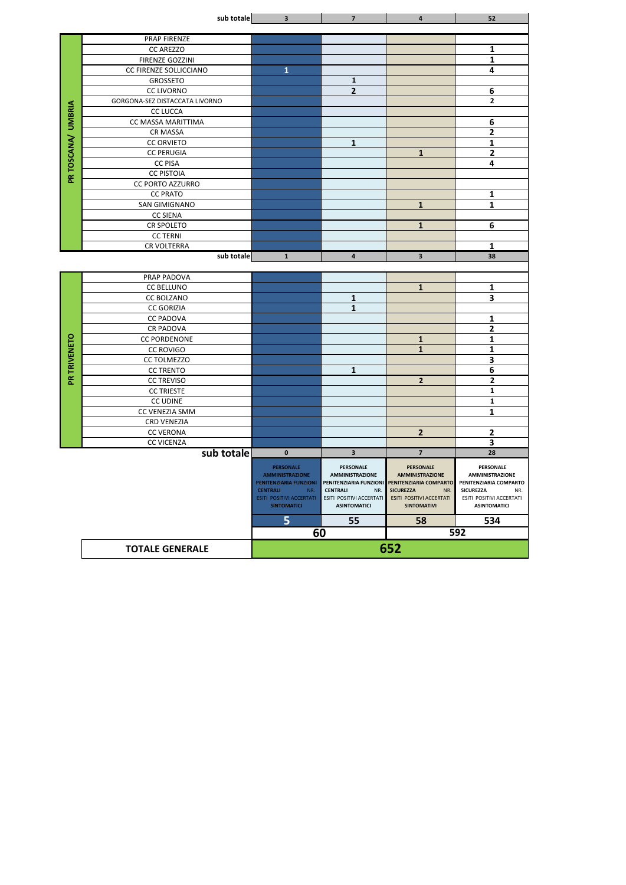| | | | | | |
|---|---|---|---|---|---|
| | sub totale | 3 | 7 | 4 | 52 |
| PR TOSCANA/ UMBRIA | PRAP FIRENZE | | | | |
| | CC AREZZO | | | | 1 |
| | FIRENZE GOZZINI | | | | 1 |
| | CC FIRENZE SOLLICCIANO | 1 | | | 4 |
| | GROSSETO | | 1 | | |
| | CC LIVORNO | | 2 | | 6 |
| | GORGONA-SEZ DISTACCATA LIVORNO | | | | 2 |
| | CC LUCCA | | | | |
| | CC MASSA MARITTIMA | | | | 6 |
| | CR MASSA | | | | 2 |
| | CC ORVIETO | | 1 | | 1 |
| | CC PERUGIA | | | 1 | 2 |
| | CC PISA | | | | 4 |
| | CC PISTOIA | | | | |
| | CC PORTO AZZURRO | | | | |
| | CC PRATO | | | | 1 |
| | SAN GIMIGNANO | | | 1 | 1 |
| | CC SIENA | | | | |
| | CR SPOLETO | | | 1 | 6 |
| | CC TERNI | | | | |
| | CR VOLTERRA | | | | 1 |
| | sub totale | 1 | 4 | 3 | 38 |
| PR TRIVENETO | PRAP PADOVA | | | | |
| | CC BELLUNO | | | 1 | 1 |
| | CC BOLZANO | | 1 | | 3 |
| | CC GORIZIA | | 1 | | |
| | CC PADOVA | | | | 1 |
| | CR PADOVA | | | | 2 |
| | CC PORDENONE | | | 1 | 1 |
| | CC ROVIGO | | | 1 | 1 |
| | CC TOLMEZZO | | | | 3 |
| | CC TRENTO | | 1 | | 6 |
| | CC TREVISO | | | 2 | 2 |
| | CC TRIESTE | | | | 1 |
| | CC UDINE | | | | 1 |
| | CC VENEZIA SMM | | | | 1 |
| | CRD VENEZIA | | | | |
| | CC VERONA | | | 2 | 2 |
| | CC VICENZA | | | | 3 |
| | sub totale | 0 | 3 | 7 | 28 |
| | | PERSONALE AMMINISTRAZIONE PENITENZIARIA FUNZIONI CENTRALI NR. ESITI POSITIVI ACCERTATI SINTOMATICI | PERSONALE AMMINISTRAZIONE PENITENZIARIA FUNZIONI CENTRALI NR. ESITI POSITIVI ACCERTATI ASINTOMATICI | PERSONALE AMMINISTRAZIONE PENITENZIARIA COMPARTO SICUREZZA NR. ESITI POSITIVI ACCERTATI SINTOMATIVI | PERSONALE AMMINISTRAZIONE PENITENZIARIA COMPARTO SICUREZZA NR. ESITI POSITIVI ACCERTATI ASINTOMATICI |
| | | 5 | 55 | 58 | 534 |
| | | 60 | | 592 | |
| | TOTALE GENERALE | 652 | | | |